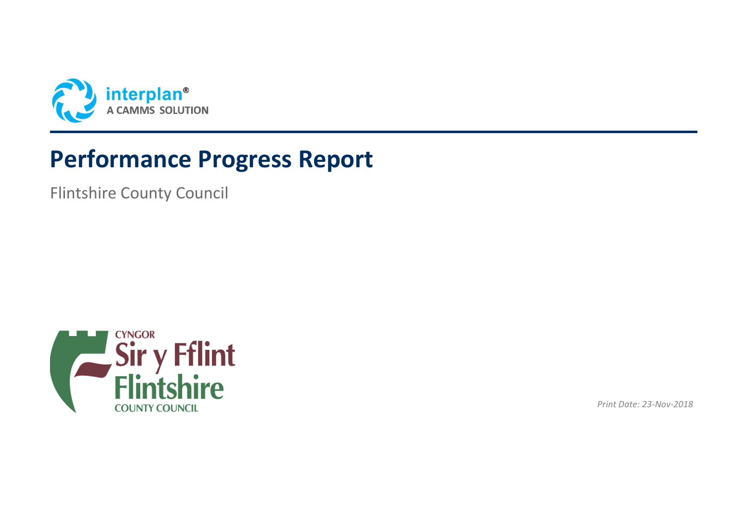interplan®
A CAMMS SOLUTION

# Performance Progress Report

Flintshire County Council

CYNGOR
Sir y Fflint
Flintshire
COUNTY COUNCIL

*Print Date: 23-Nov-2018*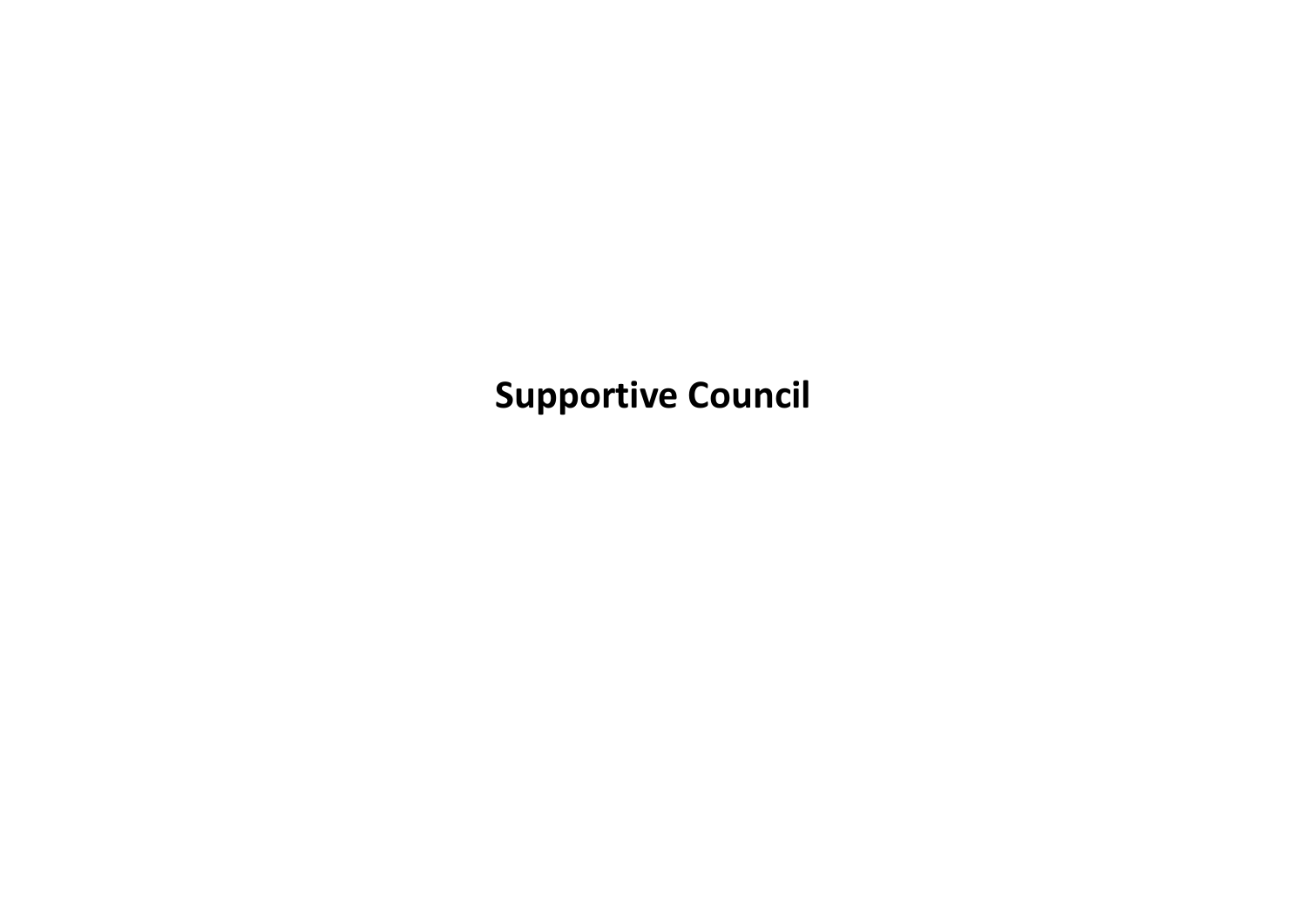# Supportive Council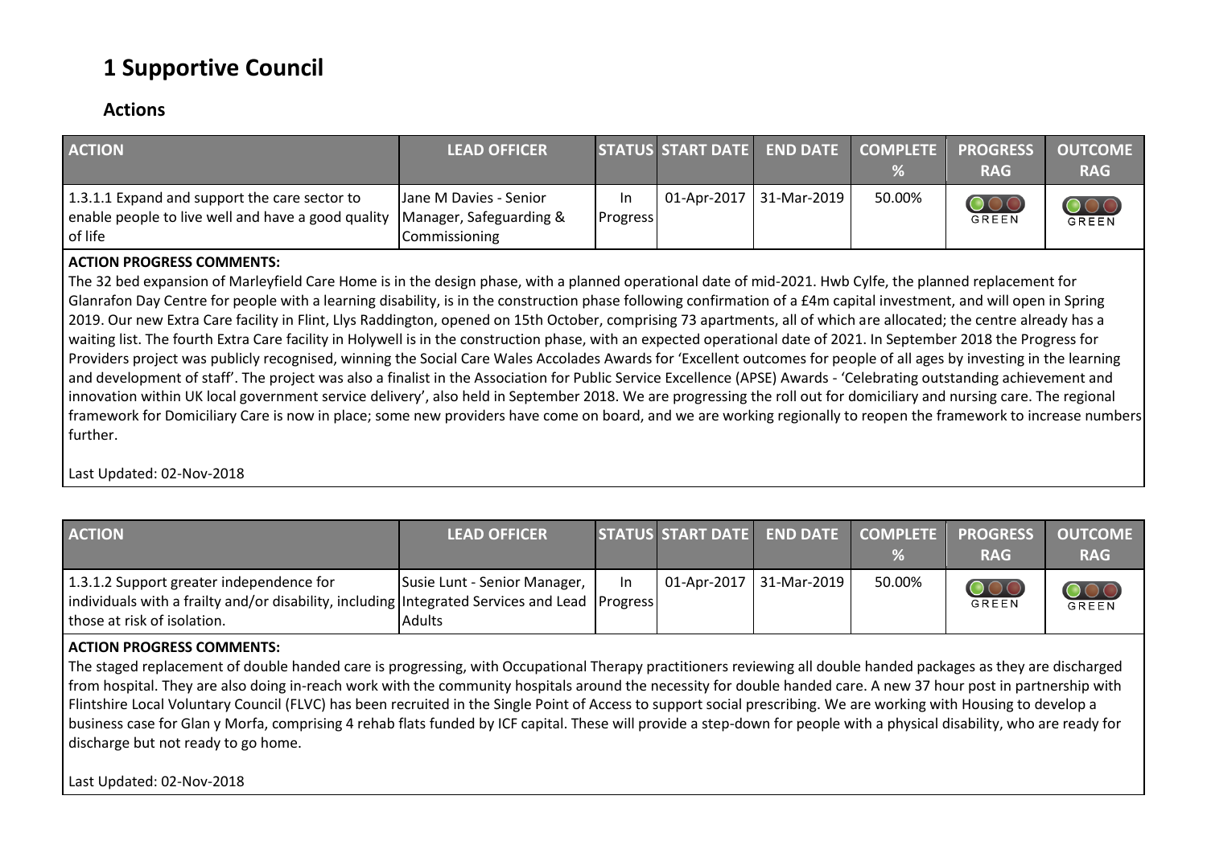# 1 Supportive Council

## Actions

| ACTION | LEAD OFFICER | STATUS | START DATE | END DATE | COMPLETE % | PROGRESS RAG | OUTCOME RAG |
|---|---|---|---|---|---|---|---|
| 1.3.1.1 Expand and support the care sector to enable people to live well and have a good quality of life | Jane M Davies - Senior Manager, Safeguarding & Commissioning | In Progress | 01-Apr-2017 | 31-Mar-2019 | 50.00% | GREEN | GREEN |

**ACTION PROGRESS COMMENTS:**

The 32 bed expansion of Marleyfield Care Home is in the design phase, with a planned operational date of mid-2021. Hwb Cylfe, the planned replacement for Glanrafon Day Centre for people with a learning disability, is in the construction phase following confirmation of a £4m capital investment, and will open in Spring 2019. Our new Extra Care facility in Flint, Llys Raddington, opened on 15th October, comprising 73 apartments, all of which are allocated; the centre already has a waiting list. The fourth Extra Care facility in Holywell is in the construction phase, with an expected operational date of 2021. In September 2018 the Progress for Providers project was publicly recognised, winning the Social Care Wales Accolades Awards for 'Excellent outcomes for people of all ages by investing in the learning and development of staff'. The project was also a finalist in the Association for Public Service Excellence (APSE) Awards - 'Celebrating outstanding achievement and innovation within UK local government service delivery', also held in September 2018. We are progressing the roll out for domiciliary and nursing care. The regional framework for Domiciliary Care is now in place; some new providers have come on board, and we are working regionally to reopen the framework to increase numbers further.

Last Updated: 02-Nov-2018

| ACTION | LEAD OFFICER | STATUS | START DATE | END DATE | COMPLETE % | PROGRESS RAG | OUTCOME RAG |
|---|---|---|---|---|---|---|---|
| 1.3.1.2 Support greater independence for individuals with a frailty and/or disability, including those at risk of isolation. | Susie Lunt - Senior Manager, Integrated Services and Lead Adults | In Progress | 01-Apr-2017 | 31-Mar-2019 | 50.00% | GREEN | GREEN |

**ACTION PROGRESS COMMENTS:**

The staged replacement of double handed care is progressing, with Occupational Therapy practitioners reviewing all double handed packages as they are discharged from hospital. They are also doing in-reach work with the community hospitals around the necessity for double handed care. A new 37 hour post in partnership with Flintshire Local Voluntary Council (FLVC) has been recruited in the Single Point of Access to support social prescribing. We are working with Housing to develop a business case for Glan y Morfa, comprising 4 rehab flats funded by ICF capital. These will provide a step-down for people with a physical disability, who are ready for discharge but not ready to go home.

Last Updated: 02-Nov-2018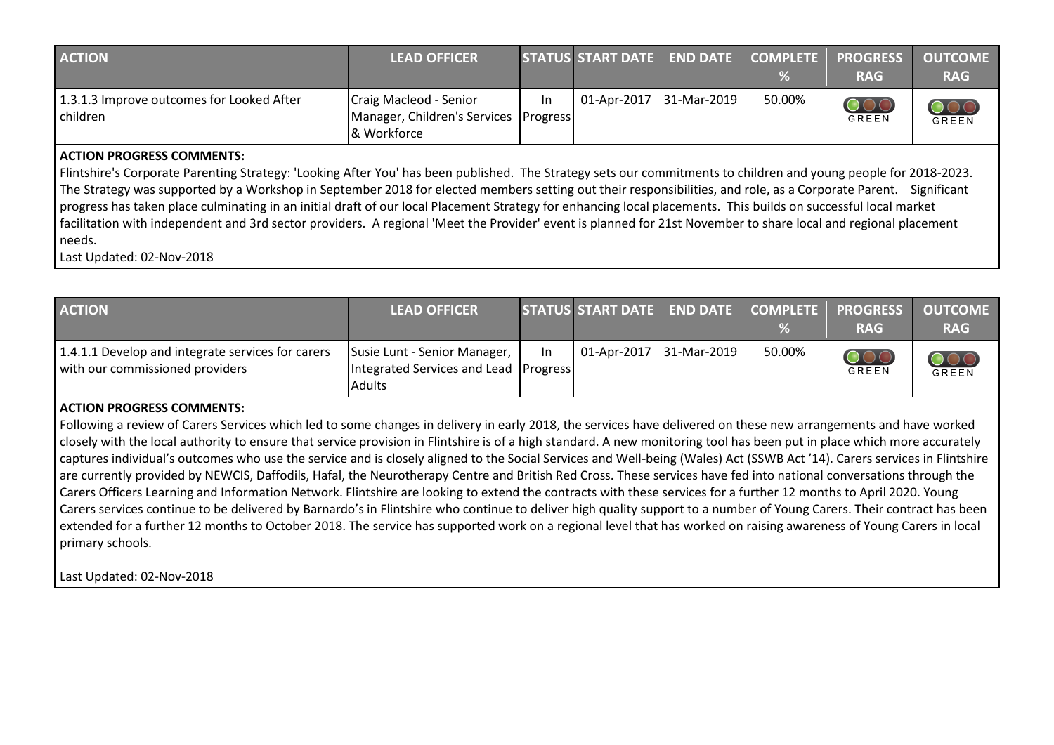| ACTION | LEAD OFFICER | STATUS | START DATE | END DATE | COMPLETE % | PROGRESS RAG | OUTCOME RAG |
|---|---|---|---|---|---|---|---|
| 1.3.1.3 Improve outcomes for Looked After children | Craig Macleod - Senior Manager, Children's Services & Workforce | In Progress | 01-Apr-2017 | 31-Mar-2019 | 50.00% | GREEN | GREEN |

**ACTION PROGRESS COMMENTS:**

Flintshire's Corporate Parenting Strategy: 'Looking After You' has been published. The Strategy sets our commitments to children and young people for 2018-2023. The Strategy was supported by a Workshop in September 2018 for elected members setting out their responsibilities, and role, as a Corporate Parent. Significant progress has taken place culminating in an initial draft of our local Placement Strategy for enhancing local placements. This builds on successful local market facilitation with independent and 3rd sector providers. A regional 'Meet the Provider' event is planned for 21st November to share local and regional placement needs.

Last Updated: 02-Nov-2018

| ACTION | LEAD OFFICER | STATUS | START DATE | END DATE | COMPLETE % | PROGRESS RAG | OUTCOME RAG |
|---|---|---|---|---|---|---|---|
| 1.4.1.1 Develop and integrate services for carers with our commissioned providers | Susie Lunt - Senior Manager, Integrated Services and Lead Adults | In Progress | 01-Apr-2017 | 31-Mar-2019 | 50.00% | GREEN | GREEN |

**ACTION PROGRESS COMMENTS:**

Following a review of Carers Services which led to some changes in delivery in early 2018, the services have delivered on these new arrangements and have worked closely with the local authority to ensure that service provision in Flintshire is of a high standard. A new monitoring tool has been put in place which more accurately captures individual's outcomes who use the service and is closely aligned to the Social Services and Well-being (Wales) Act (SSWB Act '14). Carers services in Flintshire are currently provided by NEWCIS, Daffodils, Hafal, the Neurotherapy Centre and British Red Cross. These services have fed into national conversations through the Carers Officers Learning and Information Network. Flintshire are looking to extend the contracts with these services for a further 12 months to April 2020. Young Carers services continue to be delivered by Barnardo's in Flintshire who continue to deliver high quality support to a number of Young Carers. Their contract has been extended for a further 12 months to October 2018. The service has supported work on a regional level that has worked on raising awareness of Young Carers in local primary schools.

Last Updated: 02-Nov-2018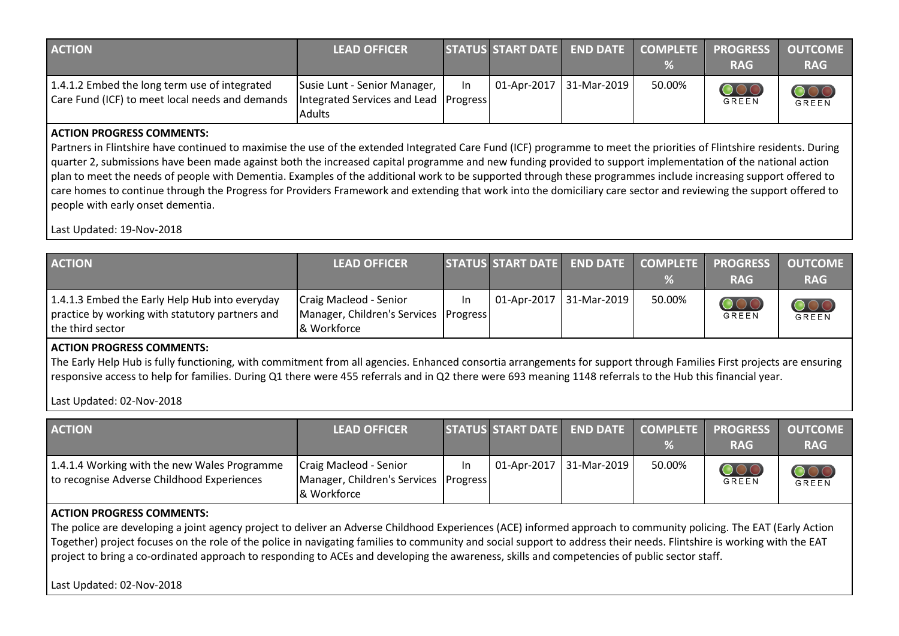| ACTION | LEAD OFFICER | STATUS | START DATE | END DATE | COMPLETE % | PROGRESS RAG | OUTCOME RAG |
| --- | --- | --- | --- | --- | --- | --- | --- |
| 1.4.1.2 Embed the long term use of integrated Care Fund (ICF) to meet local needs and demands | Susie Lunt - Senior Manager, Integrated Services and Lead Adults | In Progress | 01-Apr-2017 | 31-Mar-2019 | 50.00% | GREEN | GREEN |

**ACTION PROGRESS COMMENTS:**

Partners in Flintshire have continued to maximise the use of the extended Integrated Care Fund (ICF) programme to meet the priorities of Flintshire residents. During quarter 2, submissions have been made against both the increased capital programme and new funding provided to support implementation of the national action plan to meet the needs of people with Dementia. Examples of the additional work to be supported through these programmes include increasing support offered to care homes to continue through the Progress for Providers Framework and extending that work into the domiciliary care sector and reviewing the support offered to people with early onset dementia.

Last Updated: 19-Nov-2018

| ACTION | LEAD OFFICER | STATUS | START DATE | END DATE | COMPLETE % | PROGRESS RAG | OUTCOME RAG |
| --- | --- | --- | --- | --- | --- | --- | --- |
| 1.4.1.3 Embed the Early Help Hub into everyday practice by working with statutory partners and the third sector | Craig Macleod - Senior Manager, Children's Services & Workforce | In Progress | 01-Apr-2017 | 31-Mar-2019 | 50.00% | GREEN | GREEN |

**ACTION PROGRESS COMMENTS:**

The Early Help Hub is fully functioning, with commitment from all agencies. Enhanced consortia arrangements for support through Families First projects are ensuring responsive access to help for families. During Q1 there were 455 referrals and in Q2 there were 693 meaning 1148 referrals to the Hub this financial year.

Last Updated: 02-Nov-2018

| ACTION | LEAD OFFICER | STATUS | START DATE | END DATE | COMPLETE % | PROGRESS RAG | OUTCOME RAG |
| --- | --- | --- | --- | --- | --- | --- | --- |
| 1.4.1.4 Working with the new Wales Programme to recognise Adverse Childhood Experiences | Craig Macleod - Senior Manager, Children's Services & Workforce | In Progress | 01-Apr-2017 | 31-Mar-2019 | 50.00% | GREEN | GREEN |

**ACTION PROGRESS COMMENTS:**

The police are developing a joint agency project to deliver an Adverse Childhood Experiences (ACE) informed approach to community policing. The EAT (Early Action Together) project focuses on the role of the police in navigating families to community and social support to address their needs. Flintshire is working with the EAT project to bring a co-ordinated approach to responding to ACEs and developing the awareness, skills and competencies of public sector staff.

Last Updated: 02-Nov-2018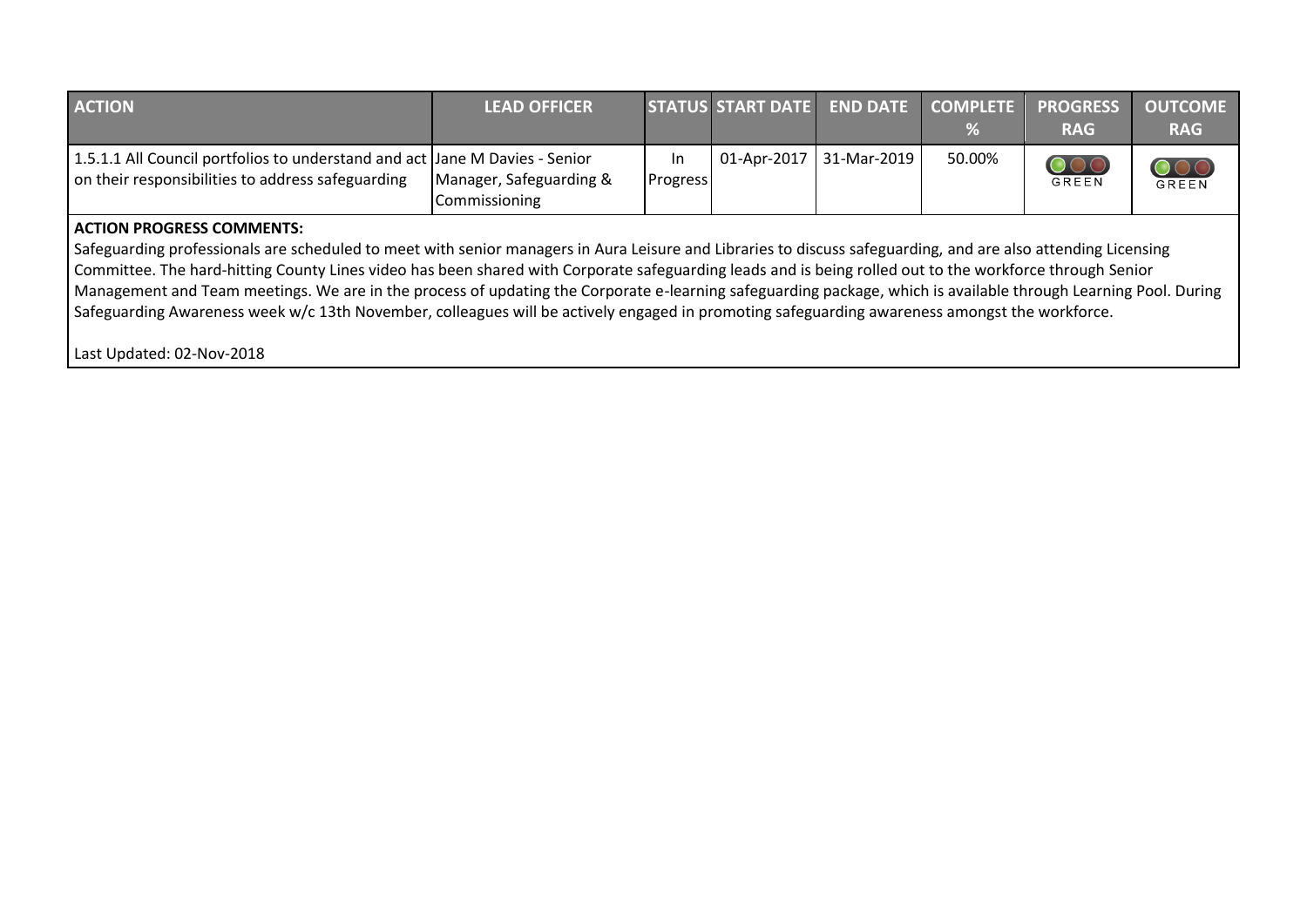| ACTION | LEAD OFFICER | STATUS | START DATE | END DATE | COMPLETE % | PROGRESS RAG | OUTCOME RAG |
|---|---|---|---|---|---|---|---|
| 1.5.1.1 All Council portfolios to understand and act on their responsibilities to address safeguarding | Jane M Davies - Senior Manager, Safeguarding & Commissioning | In Progress | 01-Apr-2017 | 31-Mar-2019 | 50.00% | GREEN | GREEN |

**ACTION PROGRESS COMMENTS:**

Safeguarding professionals are scheduled to meet with senior managers in Aura Leisure and Libraries to discuss safeguarding, and are also attending Licensing Committee. The hard-hitting County Lines video has been shared with Corporate safeguarding leads and is being rolled out to the workforce through Senior Management and Team meetings. We are in the process of updating the Corporate e-learning safeguarding package, which is available through Learning Pool. During Safeguarding Awareness week w/c 13th November, colleagues will be actively engaged in promoting safeguarding awareness amongst the workforce.

Last Updated: 02-Nov-2018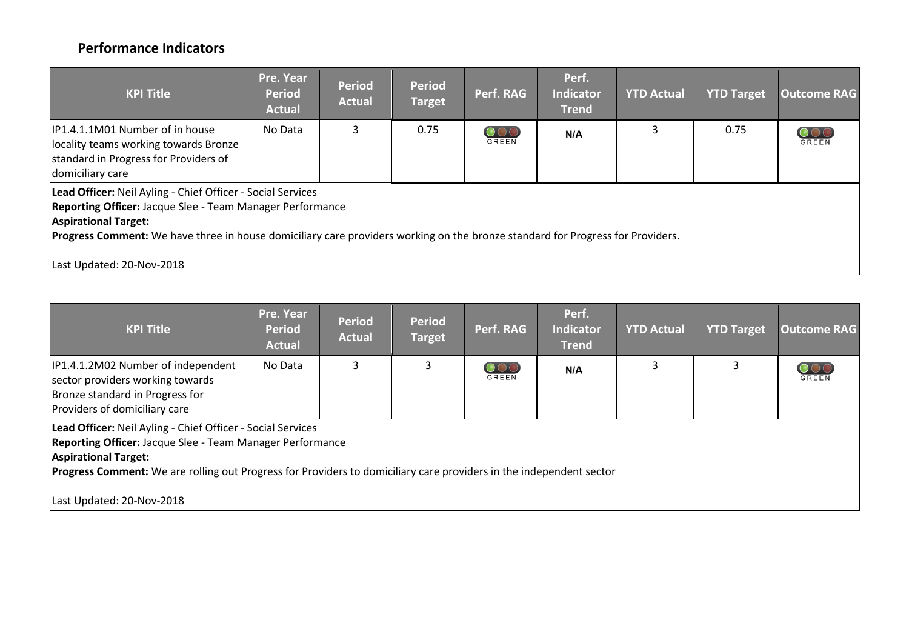## Performance Indicators

| KPI Title | Pre. Year Period Actual | Period Actual | Period Target | Perf. RAG | Perf. Indicator Trend | YTD Actual | YTD Target | Outcome RAG |
|---|---|---|---|---|---|---|---|---|
| IP1.4.1.1M01 Number of in house locality teams working towards Bronze standard in Progress for Providers of domiciliary care | No Data | 3 | 0.75 | GREEN | N/A | 3 | 0.75 | GREEN |

**Lead Officer:** Neil Ayling - Chief Officer - Social Services

**Reporting Officer:** Jacque Slee - Team Manager Performance

**Aspirational Target:**

**Progress Comment:** We have three in house domiciliary care providers working on the bronze standard for Progress for Providers.

Last Updated: 20-Nov-2018

| KPI Title | Pre. Year Period Actual | Period Actual | Period Target | Perf. RAG | Perf. Indicator Trend | YTD Actual | YTD Target | Outcome RAG |
|---|---|---|---|---|---|---|---|---|
| IP1.4.1.2M02 Number of independent sector providers working towards Bronze standard in Progress for Providers of domiciliary care | No Data | 3 | 3 | GREEN | N/A | 3 | 3 | GREEN |

**Lead Officer:** Neil Ayling - Chief Officer - Social Services

**Reporting Officer:** Jacque Slee - Team Manager Performance

**Aspirational Target:**

**Progress Comment:** We are rolling out Progress for Providers to domiciliary care providers in the independent sector

Last Updated: 20-Nov-2018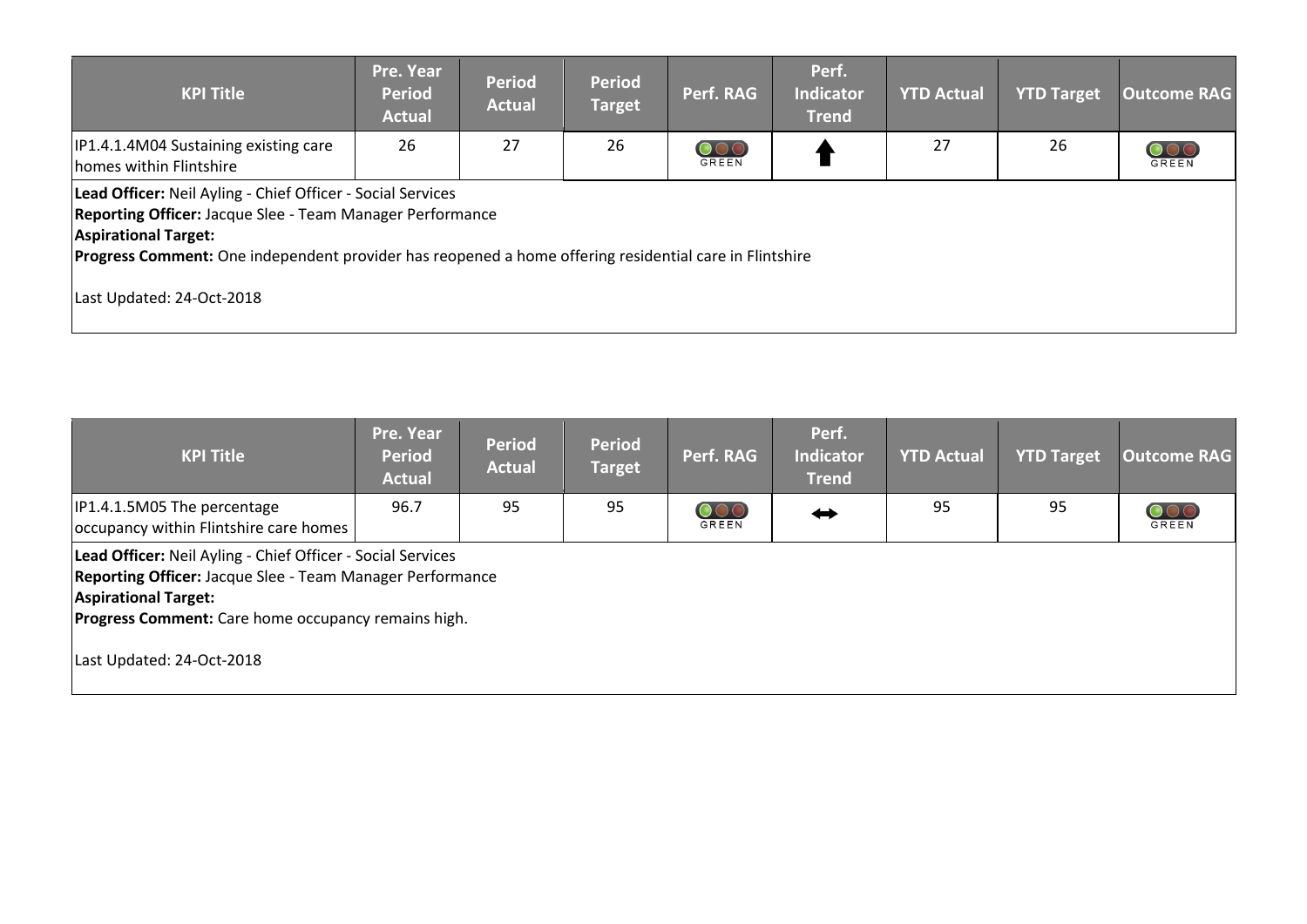| KPI Title | Pre. Year Period Actual | Period Actual | Period Target | Perf. RAG | Perf. Indicator Trend | YTD Actual | YTD Target | Outcome RAG |
|---|---|---|---|---|---|---|---|---|
| IP1.4.1.4M04 Sustaining existing care homes within Flintshire | 26 | 27 | 26 | GREEN | ⬆ | 27 | 26 | GREEN |

**Lead Officer:** Neil Ayling - Chief Officer - Social Services
**Reporting Officer:** Jacque Slee - Team Manager Performance
**Aspirational Target:**
**Progress Comment:** One independent provider has reopened a home offering residential care in Flintshire

Last Updated: 24-Oct-2018

| KPI Title | Pre. Year Period Actual | Period Actual | Period Target | Perf. RAG | Perf. Indicator Trend | YTD Actual | YTD Target | Outcome RAG |
|---|---|---|---|---|---|---|---|---|
| IP1.4.1.5M05 The percentage occupancy within Flintshire care homes | 96.7 | 95 | 95 | GREEN | ⬌ | 95 | 95 | GREEN |

**Lead Officer:** Neil Ayling - Chief Officer - Social Services
**Reporting Officer:** Jacque Slee - Team Manager Performance
**Aspirational Target:**
**Progress Comment:** Care home occupancy remains high.

Last Updated: 24-Oct-2018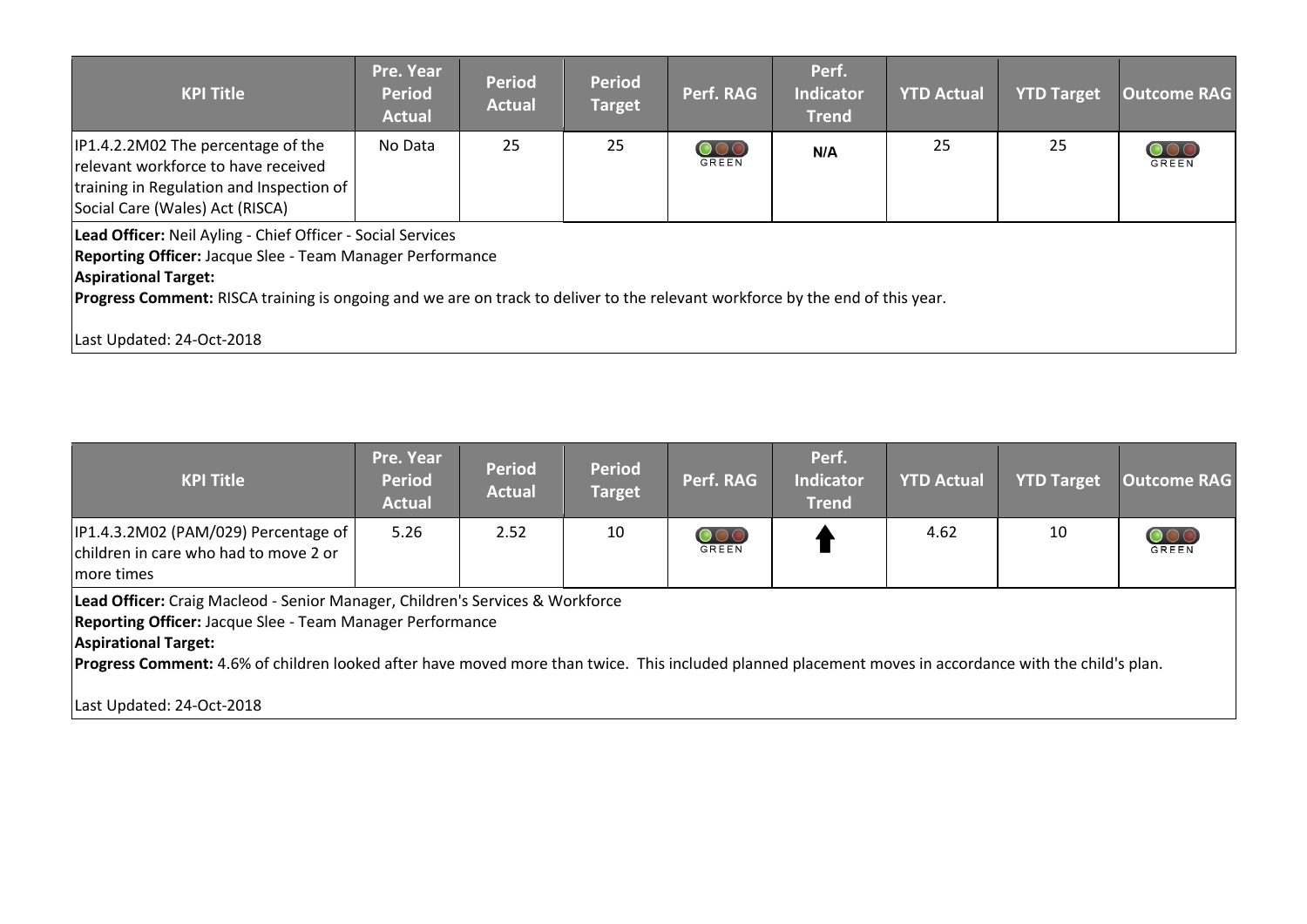| KPI Title | Pre. Year Period Actual | Period Actual | Period Target | Perf. RAG | Perf. Indicator Trend | YTD Actual | YTD Target | Outcome RAG |
|---|---|---|---|---|---|---|---|---|
| IP1.4.2.2M02 The percentage of the relevant workforce to have received training in Regulation and Inspection of Social Care (Wales) Act (RISCA) | No Data | 25 | 25 | GREEN | N/A | 25 | 25 | GREEN |

**Lead Officer:** Neil Ayling - Chief Officer - Social Services
**Reporting Officer:** Jacque Slee - Team Manager Performance
**Aspirational Target:**
**Progress Comment:** RISCA training is ongoing and we are on track to deliver to the relevant workforce by the end of this year.

Last Updated: 24-Oct-2018

| KPI Title | Pre. Year Period Actual | Period Actual | Period Target | Perf. RAG | Perf. Indicator Trend | YTD Actual | YTD Target | Outcome RAG |
|---|---|---|---|---|---|---|---|---|
| IP1.4.3.2M02 (PAM/029) Percentage of children in care who had to move 2 or more times | 5.26 | 2.52 | 10 | GREEN | ↑ | 4.62 | 10 | GREEN |

**Lead Officer:** Craig Macleod - Senior Manager, Children's Services & Workforce
**Reporting Officer:** Jacque Slee - Team Manager Performance
**Aspirational Target:**
**Progress Comment:** 4.6% of children looked after have moved more than twice. This included planned placement moves in accordance with the child's plan.

Last Updated: 24-Oct-2018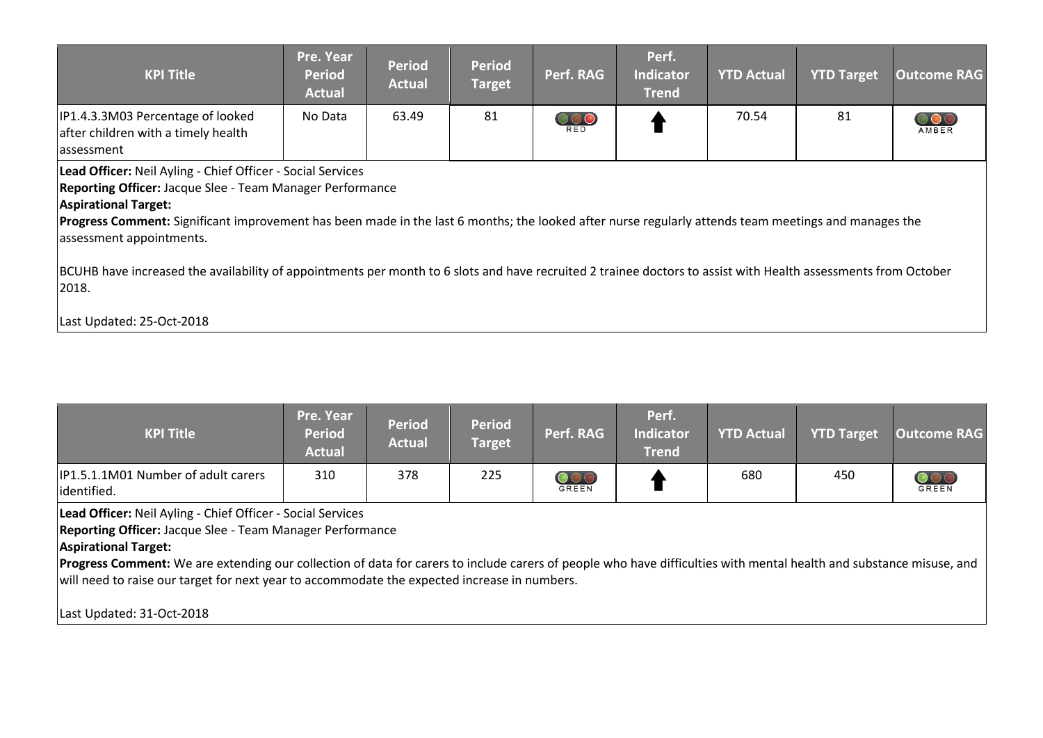| KPI Title | Pre. Year Period Actual | Period Actual | Period Target | Perf. RAG | Perf. Indicator Trend | YTD Actual | YTD Target | Outcome RAG |
|---|---|---|---|---|---|---|---|---|
| IP1.4.3.3M03 Percentage of looked after children with a timely health assessment | No Data | 63.49 | 81 | RED | ⬆ | 70.54 | 81 | AMBER |

**Lead Officer:** Neil Ayling - Chief Officer - Social Services
**Reporting Officer:** Jacque Slee - Team Manager Performance
**Aspirational Target:**
**Progress Comment:** Significant improvement has been made in the last 6 months; the looked after nurse regularly attends team meetings and manages the assessment appointments.

BCUHB have increased the availability of appointments per month to 6 slots and have recruited 2 trainee doctors to assist with Health assessments from October 2018.

Last Updated: 25-Oct-2018

| KPI Title | Pre. Year Period Actual | Period Actual | Period Target | Perf. RAG | Perf. Indicator Trend | YTD Actual | YTD Target | Outcome RAG |
|---|---|---|---|---|---|---|---|---|
| IP1.5.1.1M01 Number of adult carers identified. | 310 | 378 | 225 | GREEN | ⬆ | 680 | 450 | GREEN |

**Lead Officer:** Neil Ayling - Chief Officer - Social Services
**Reporting Officer:** Jacque Slee - Team Manager Performance
**Aspirational Target:**
**Progress Comment:** We are extending our collection of data for carers to include carers of people who have difficulties with mental health and substance misuse, and will need to raise our target for next year to accommodate the expected increase in numbers.

Last Updated: 31-Oct-2018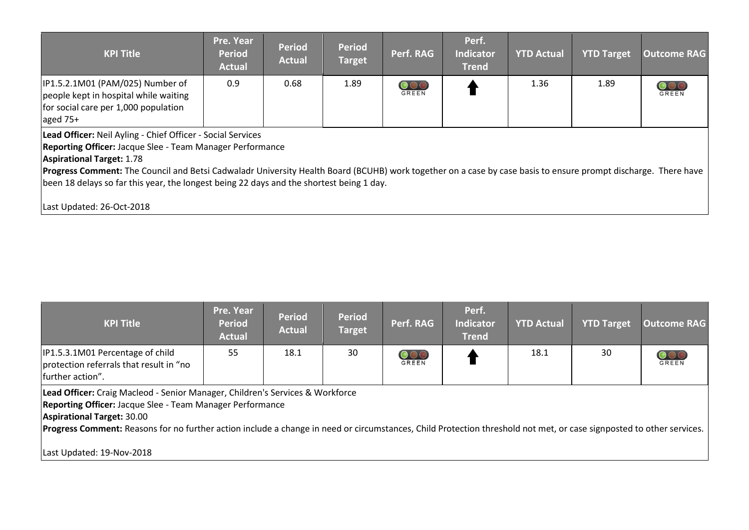| KPI Title | Pre. Year Period Actual | Period Actual | Period Target | Perf. RAG | Perf. Indicator Trend | YTD Actual | YTD Target | Outcome RAG |
|---|---|---|---|---|---|---|---|---|
| IP1.5.2.1M01 (PAM/025) Number of people kept in hospital while waiting for social care per 1,000 population aged 75+ | 0.9 | 0.68 | 1.89 | GREEN | ↑ | 1.36 | 1.89 | GREEN |

**Lead Officer:** Neil Ayling - Chief Officer - Social Services
**Reporting Officer:** Jacque Slee - Team Manager Performance
**Aspirational Target:** 1.78
**Progress Comment:** The Council and Betsi Cadwaladr University Health Board (BCUHB) work together on a case by case basis to ensure prompt discharge. There have been 18 delays so far this year, the longest being 22 days and the shortest being 1 day.

Last Updated: 26-Oct-2018

| KPI Title | Pre. Year Period Actual | Period Actual | Period Target | Perf. RAG | Perf. Indicator Trend | YTD Actual | YTD Target | Outcome RAG |
|---|---|---|---|---|---|---|---|---|
| IP1.5.3.1M01 Percentage of child protection referrals that result in "no further action". | 55 | 18.1 | 30 | GREEN | ↑ | 18.1 | 30 | GREEN |

**Lead Officer:** Craig Macleod - Senior Manager, Children's Services & Workforce
**Reporting Officer:** Jacque Slee - Team Manager Performance
**Aspirational Target:** 30.00
**Progress Comment:** Reasons for no further action include a change in need or circumstances, Child Protection threshold not met, or case signposted to other services.

Last Updated: 19-Nov-2018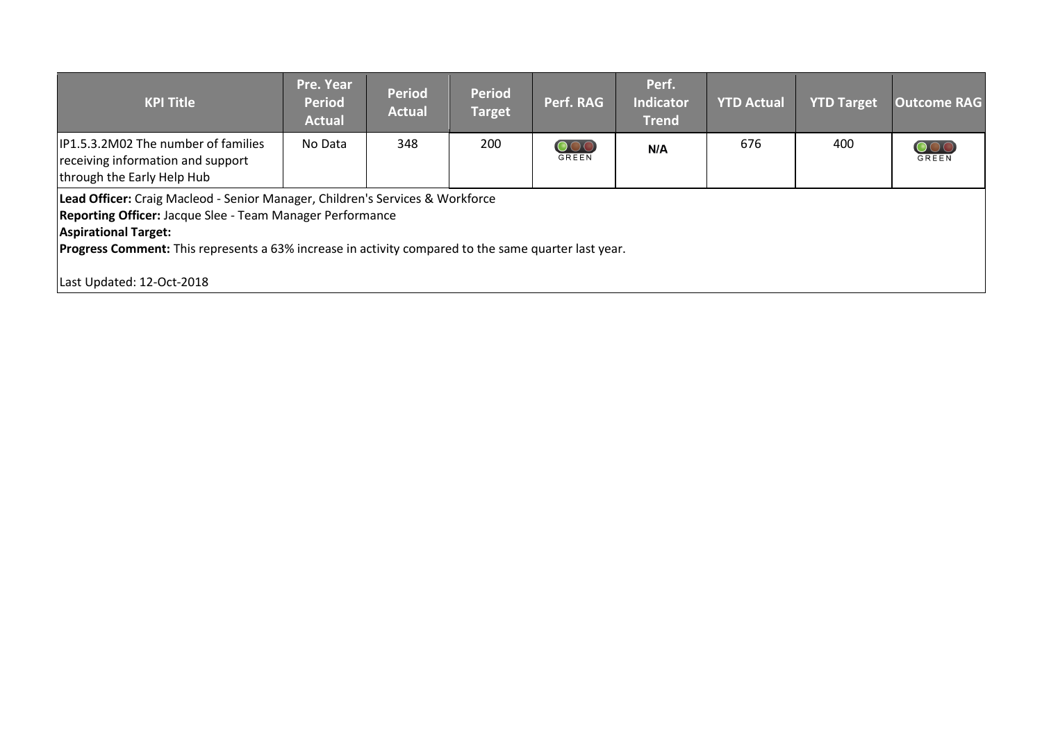| KPI Title | Pre. Year Period Actual | Period Actual | Period Target | Perf. RAG | Perf. Indicator Trend | YTD Actual | YTD Target | Outcome RAG |
|---|---|---|---|---|---|---|---|---|
| IP1.5.3.2M02 The number of families receiving information and support through the Early Help Hub | No Data | 348 | 200 | GREEN | N/A | 676 | 400 | GREEN |

**Lead Officer:** Craig Macleod - Senior Manager, Children's Services & Workforce
**Reporting Officer:** Jacque Slee - Team Manager Performance
**Aspirational Target:**
**Progress Comment:** This represents a 63% increase in activity compared to the same quarter last year.

Last Updated: 12-Oct-2018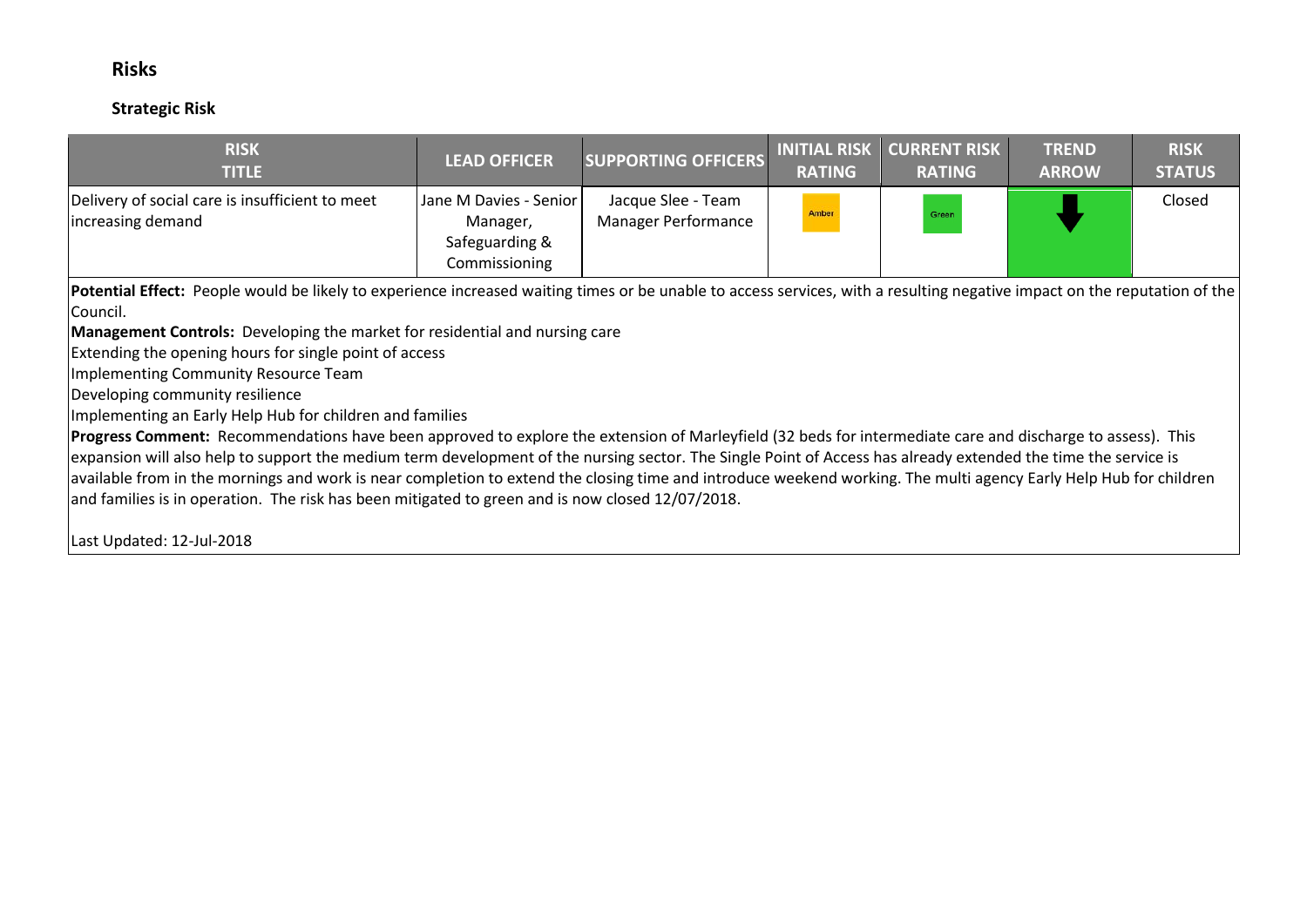## Risks

### Strategic Risk

| RISK TITLE | LEAD OFFICER | SUPPORTING OFFICERS | INITIAL RISK RATING | CURRENT RISK RATING | TREND ARROW | RISK STATUS |
|---|---|---|---|---|---|---|
| Delivery of social care is insufficient to meet increasing demand | Jane M Davies - Senior Manager, Safeguarding & Commissioning | Jacque Slee - Team Manager Performance | Amber | Green | ↓ | Closed |

**Potential Effect:** People would be likely to experience increased waiting times or be unable to access services, with a resulting negative impact on the reputation of the Council.

**Management Controls:** Developing the market for residential and nursing care
Extending the opening hours for single point of access
Implementing Community Resource Team
Developing community resilience
Implementing an Early Help Hub for children and families

**Progress Comment:** Recommendations have been approved to explore the extension of Marleyfield (32 beds for intermediate care and discharge to assess). This expansion will also help to support the medium term development of the nursing sector. The Single Point of Access has already extended the time the service is available from in the mornings and work is near completion to extend the closing time and introduce weekend working. The multi agency Early Help Hub for children and families is in operation. The risk has been mitigated to green and is now closed 12/07/2018.

Last Updated: 12-Jul-2018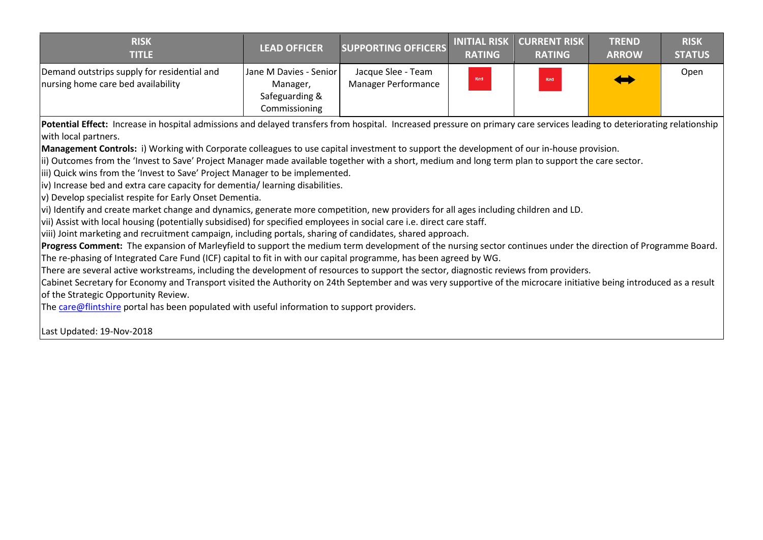| RISK TITLE | LEAD OFFICER | SUPPORTING OFFICERS | INITIAL RISK RATING | CURRENT RISK RATING | TREND ARROW | RISK STATUS |
|---|---|---|---|---|---|---|
| Demand outstrips supply for residential and nursing home care bed availability | Jane M Davies - Senior Manager, Safeguarding & Commissioning | Jacque Slee - Team Manager Performance | Red | Red | ⬌ | Open |

**Potential Effect:** Increase in hospital admissions and delayed transfers from hospital. Increased pressure on primary care services leading to deteriorating relationship with local partners.

**Management Controls:** i) Working with Corporate colleagues to use capital investment to support the development of our in-house provision.

ii) Outcomes from the 'Invest to Save' Project Manager made available together with a short, medium and long term plan to support the care sector.

iii) Quick wins from the 'Invest to Save' Project Manager to be implemented.

iv) Increase bed and extra care capacity for dementia/ learning disabilities.

v) Develop specialist respite for Early Onset Dementia.

vi) Identify and create market change and dynamics, generate more competition, new providers for all ages including children and LD.

vii) Assist with local housing (potentially subsidised) for specified employees in social care i.e. direct care staff.

viii) Joint marketing and recruitment campaign, including portals, sharing of candidates, shared approach.

**Progress Comment:** The expansion of Marleyfield to support the medium term development of the nursing sector continues under the direction of Programme Board.

The re-phasing of Integrated Care Fund (ICF) capital to fit in with our capital programme, has been agreed by WG.

There are several active workstreams, including the development of resources to support the sector, diagnostic reviews from providers.

Cabinet Secretary for Economy and Transport visited the Authority on 24th September and was very supportive of the microcare initiative being introduced as a result of the Strategic Opportunity Review.

The care@flintshire portal has been populated with useful information to support providers.

Last Updated: 19-Nov-2018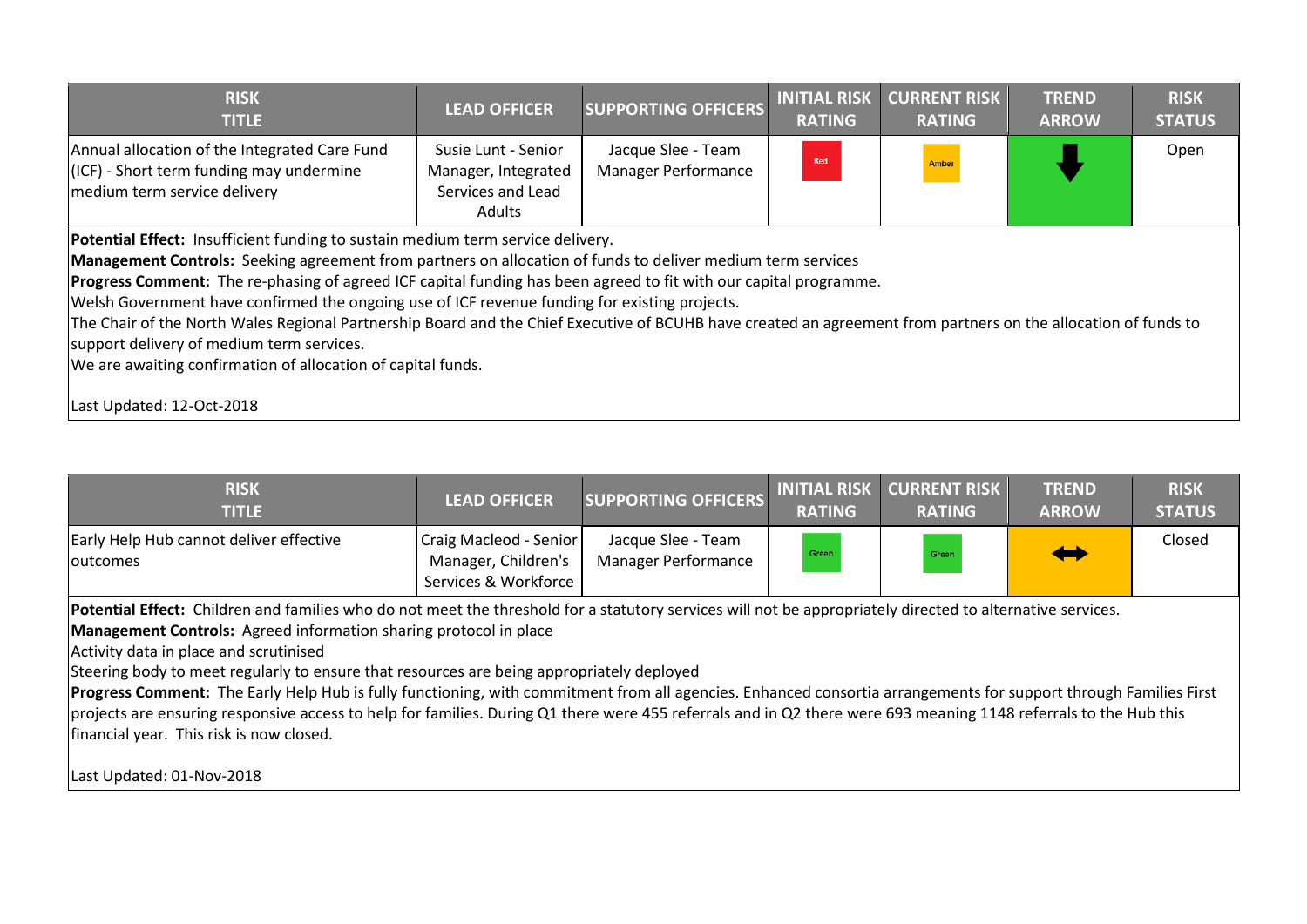| RISK TITLE | LEAD OFFICER | SUPPORTING OFFICERS | INITIAL RISK RATING | CURRENT RISK RATING | TREND ARROW | RISK STATUS |
|---|---|---|---|---|---|---|
| Annual allocation of the Integrated Care Fund (ICF) - Short term funding may undermine medium term service delivery | Susie Lunt - Senior Manager, Integrated Services and Lead Adults | Jacque Slee - Team Manager Performance | Red | Amber | ↓ | Open |

**Potential Effect:** Insufficient funding to sustain medium term service delivery.

**Management Controls:** Seeking agreement from partners on allocation of funds to deliver medium term services

**Progress Comment:** The re-phasing of agreed ICF capital funding has been agreed to fit with our capital programme.

Welsh Government have confirmed the ongoing use of ICF revenue funding for existing projects.

The Chair of the North Wales Regional Partnership Board and the Chief Executive of BCUHB have created an agreement from partners on the allocation of funds to support delivery of medium term services.

We are awaiting confirmation of allocation of capital funds.

Last Updated: 12-Oct-2018

| RISK TITLE | LEAD OFFICER | SUPPORTING OFFICERS | INITIAL RISK RATING | CURRENT RISK RATING | TREND ARROW | RISK STATUS |
|---|---|---|---|---|---|---|
| Early Help Hub cannot deliver effective outcomes | Craig Macleod - Senior Manager, Children's Services & Workforce | Jacque Slee - Team Manager Performance | Green | Green | ↔ | Closed |

**Potential Effect:** Children and families who do not meet the threshold for a statutory services will not be appropriately directed to alternative services.

**Management Controls:** Agreed information sharing protocol in place

Activity data in place and scrutinised

Steering body to meet regularly to ensure that resources are being appropriately deployed

**Progress Comment:** The Early Help Hub is fully functioning, with commitment from all agencies. Enhanced consortia arrangements for support through Families First projects are ensuring responsive access to help for families. During Q1 there were 455 referrals and in Q2 there were 693 meaning 1148 referrals to the Hub this financial year. This risk is now closed.

Last Updated: 01-Nov-2018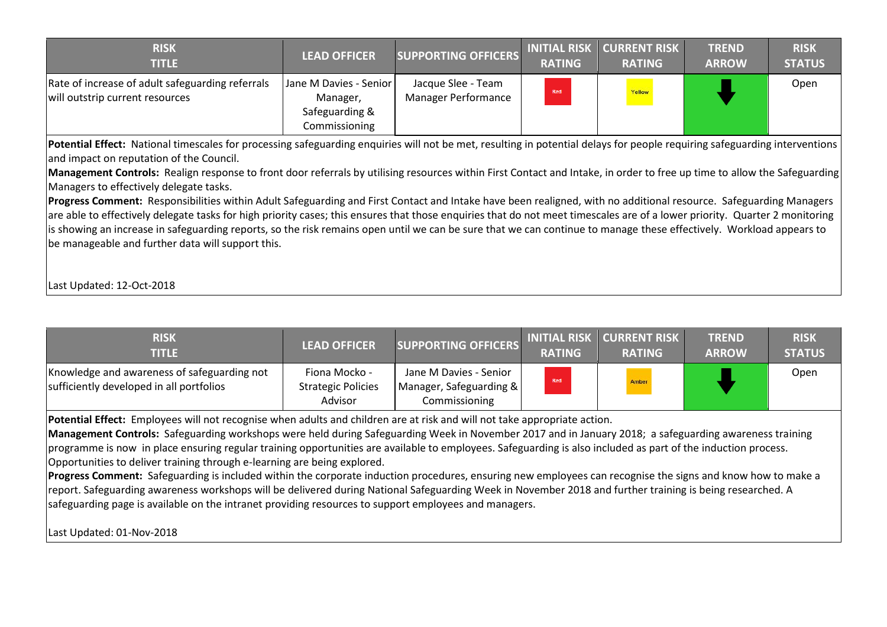| RISK TITLE | LEAD OFFICER | SUPPORTING OFFICERS | INITIAL RISK RATING | CURRENT RISK RATING | TREND ARROW | RISK STATUS |
| --- | --- | --- | --- | --- | --- | --- |
| Rate of increase of adult safeguarding referrals will outstrip current resources | Jane M Davies - Senior Manager, Safeguarding & Commissioning | Jacque Slee - Team Manager Performance | Red | Yellow | ⬇ | Open |

**Potential Effect:** National timescales for processing safeguarding enquiries will not be met, resulting in potential delays for people requiring safeguarding interventions and impact on reputation of the Council.

**Management Controls:** Realign response to front door referrals by utilising resources within First Contact and Intake, in order to free up time to allow the Safeguarding Managers to effectively delegate tasks.

**Progress Comment:** Responsibilities within Adult Safeguarding and First Contact and Intake have been realigned, with no additional resource. Safeguarding Managers are able to effectively delegate tasks for high priority cases; this ensures that those enquiries that do not meet timescales are of a lower priority. Quarter 2 monitoring is showing an increase in safeguarding reports, so the risk remains open until we can be sure that we can continue to manage these effectively. Workload appears to be manageable and further data will support this.

Last Updated: 12-Oct-2018

| RISK TITLE | LEAD OFFICER | SUPPORTING OFFICERS | INITIAL RISK RATING | CURRENT RISK RATING | TREND ARROW | RISK STATUS |
| --- | --- | --- | --- | --- | --- | --- |
| Knowledge and awareness of safeguarding not sufficiently developed in all portfolios | Fiona Mocko - Strategic Policies Advisor | Jane M Davies - Senior Manager, Safeguarding & Commissioning | Red | Amber | ⬇ | Open |

**Potential Effect:** Employees will not recognise when adults and children are at risk and will not take appropriate action.

**Management Controls:** Safeguarding workshops were held during Safeguarding Week in November 2017 and in January 2018; a safeguarding awareness training programme is now in place ensuring regular training opportunities are available to employees. Safeguarding is also included as part of the induction process. Opportunities to deliver training through e-learning are being explored.

**Progress Comment:** Safeguarding is included within the corporate induction procedures, ensuring new employees can recognise the signs and know how to make a report. Safeguarding awareness workshops will be delivered during National Safeguarding Week in November 2018 and further training is being researched. A safeguarding page is available on the intranet providing resources to support employees and managers.

Last Updated: 01-Nov-2018